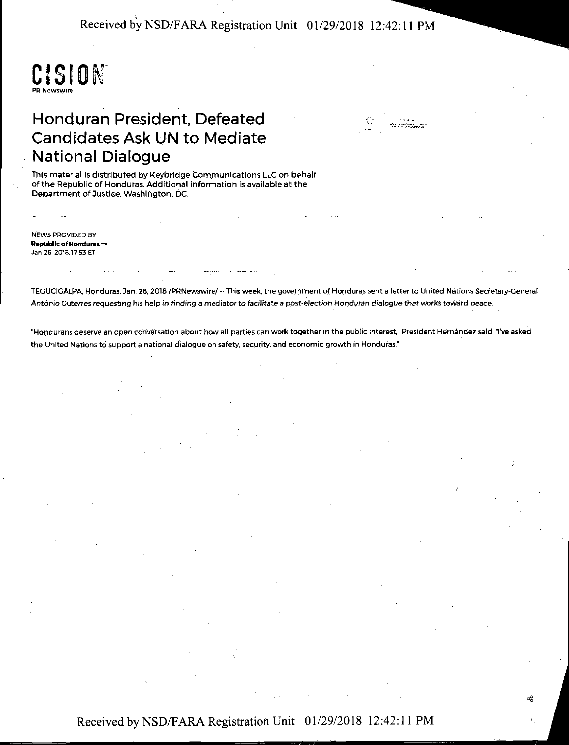CISION
PR Newswire

# Honduran President, Defeated Candidates Ask UN to Mediate National Dialogue

This material is distributed by Keybridge Communications LLC on behalf of the Republic of Honduras. Additional information is available at the Department of Justice, Washington, DC.

NEWS PROVIDED BY
**Republic of Honduras →**
Jan 26, 2018, 17:53 ET

TEGUCIGALPA, Honduras, Jan. 26, 2018 /PRNewswire/ -- This week, the government of Honduras sent a letter to United Nations Secretary-General António Guterres requesting his help in finding a mediator to facilitate a post-election Honduran dialogue that works toward peace.

"Hondurans deserve an open conversation about how all parties can work together in the public interest," President Hernández said. "I've asked the United Nations to support a national dialogue on safety, security, and economic growth in Honduras."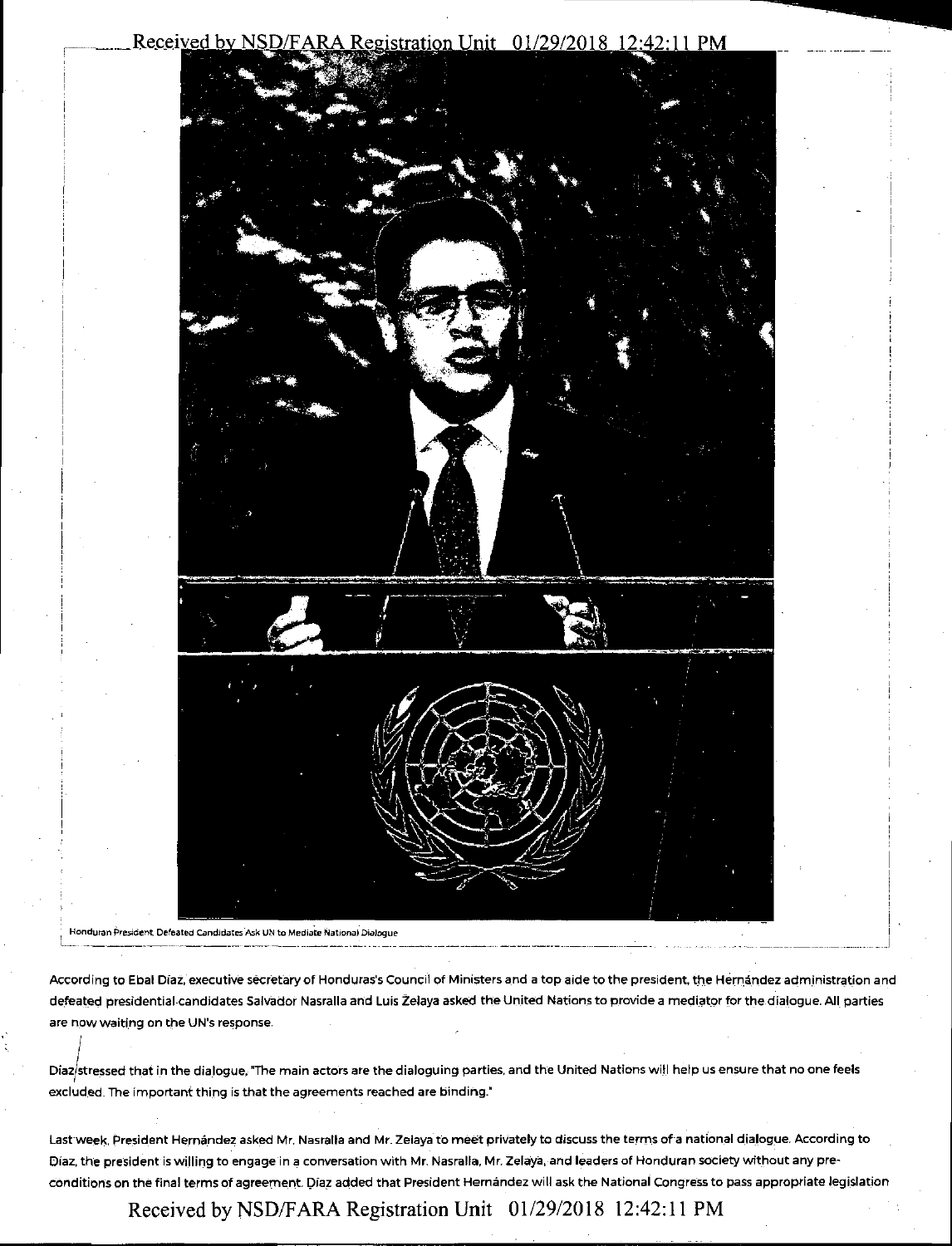Honduran President Defeated Candidates Ask UN to Mediate National Dialogue

According to Ebal Díaz, executive secretary of Honduras's Council of Ministers and a top aide to the president, the Hernández administration and defeated presidential candidates Salvador Nasralla and Luis Zelaya asked the United Nations to provide a mediator for the dialogue. All parties are now waiting on the UN's response.

Díaz stressed that in the dialogue, "The main actors are the dialoguing parties, and the United Nations will help us ensure that no one feels excluded. The important thing is that the agreements reached are binding."

Last week, President Hernández asked Mr. Nasralla and Mr. Zelaya to meet privately to discuss the terms of a national dialogue. According to Díaz, the president is willing to engage in a conversation with Mr. Nasralla, Mr. Zelaya, and leaders of Honduran society without any pre-conditions on the final terms of agreement. Díaz added that President Hernández will ask the National Congress to pass appropriate legislation